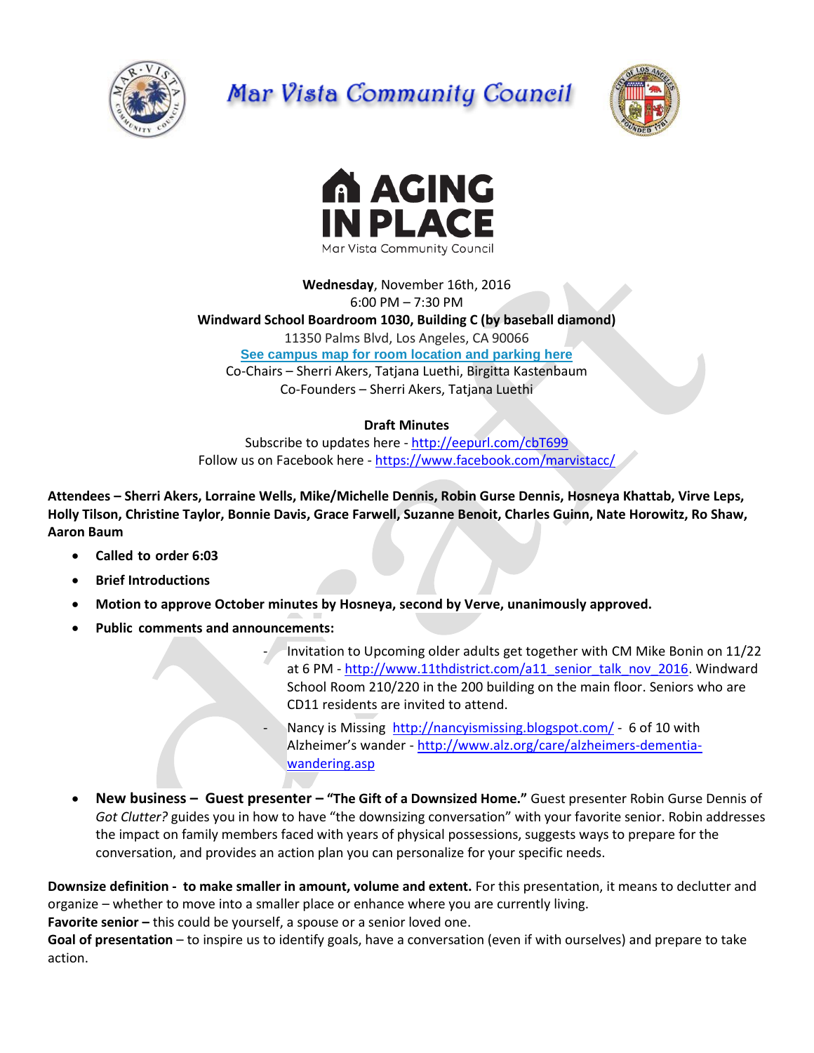# Mar Vista Community Council

# AGING IN PLACE

Mar Vista Community Council

**Wednesday**, November 16th, 2016
6:00 PM – 7:30 PM
**Windward School Boardroom 1030, Building C (by baseball diamond)**
11350 Palms Blvd, Los Angeles, CA 90066
**See campus map for room location and parking here**
Co-Chairs – Sherri Akers, Tatjana Luethi, Birgitta Kastenbaum
Co-Founders – Sherri Akers, Tatjana Luethi

**Draft Minutes**
Subscribe to updates here - http://eepurl.com/cbT699
Follow us on Facebook here - https://www.facebook.com/marvistacc/

**Attendees – Sherri Akers, Lorraine Wells, Mike/Michelle Dennis, Robin Gurse Dennis, Hosneya Khattab, Virve Leps, Holly Tilson, Christine Taylor, Bonnie Davis, Grace Farwell, Suzanne Benoit, Charles Guinn, Nate Horowitz, Ro Shaw, Aaron Baum**

- **Called to order 6:03**
- **Brief Introductions**
- **Motion to approve October minutes by Hosneya, second by Verve, unanimously approved.**
- **Public comments and announcements:**
  - Invitation to Upcoming older adults get together with CM Mike Bonin on 11/22 at 6 PM - http://www.11thdistrict.com/a11_senior_talk_nov_2016. Windward School Room 210/220 in the 200 building on the main floor. Seniors who are CD11 residents are invited to attend.
  - Nancy is Missing http://nancyismissing.blogspot.com/ - 6 of 10 with Alzheimer's wander - http://www.alz.org/care/alzheimers-dementia-wandering.asp
- **New business – Guest presenter – "The Gift of a Downsized Home."** Guest presenter Robin Gurse Dennis of *Got Clutter?* guides you in how to have "the downsizing conversation" with your favorite senior. Robin addresses the impact on family members faced with years of physical possessions, suggests ways to prepare for the conversation, and provides an action plan you can personalize for your specific needs.

**Downsize definition - to make smaller in amount, volume and extent.** For this presentation, it means to declutter and organize – whether to move into a smaller place or enhance where you are currently living.
**Favorite senior –** this could be yourself, a spouse or a senior loved one.
**Goal of presentation** – to inspire us to identify goals, have a conversation (even if with ourselves) and prepare to take action.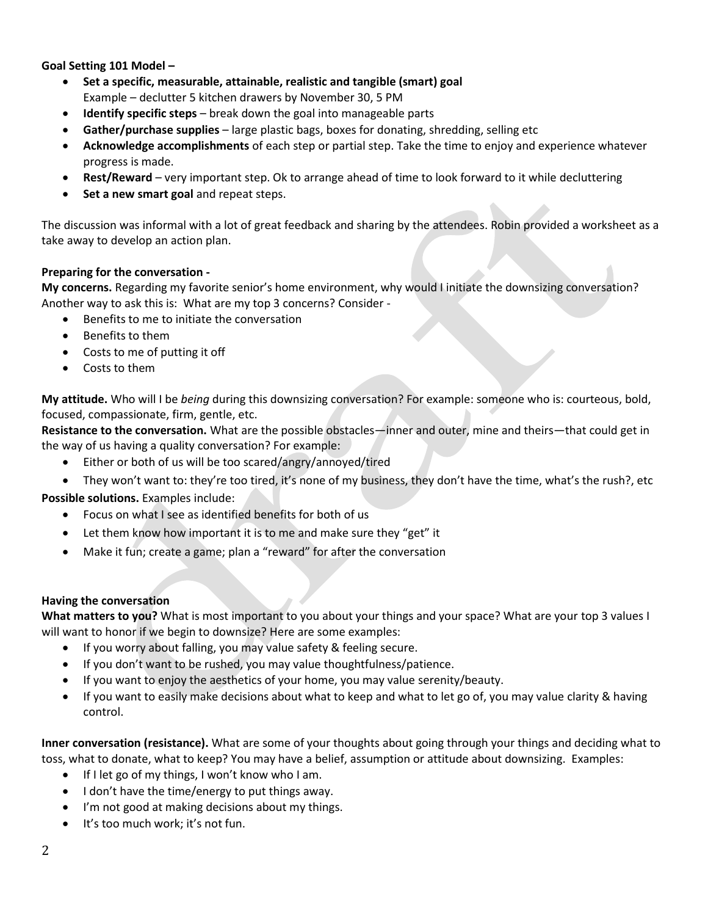**Goal Setting 101 Model –**

- **Set a specific, measurable, attainable, realistic and tangible (smart) goal**
  Example – declutter 5 kitchen drawers by November 30, 5 PM
- **Identify specific steps** – break down the goal into manageable parts
- **Gather/purchase supplies** – large plastic bags, boxes for donating, shredding, selling etc
- **Acknowledge accomplishments** of each step or partial step. Take the time to enjoy and experience whatever progress is made.
- **Rest/Reward** – very important step. Ok to arrange ahead of time to look forward to it while decluttering
- **Set a new smart goal** and repeat steps.

The discussion was informal with a lot of great feedback and sharing by the attendees. Robin provided a worksheet as a take away to develop an action plan.

**Preparing for the conversation -**

**My concerns.** Regarding my favorite senior's home environment, why would I initiate the downsizing conversation? Another way to ask this is: What are my top 3 concerns? Consider -

- Benefits to me to initiate the conversation
- Benefits to them
- Costs to me of putting it off
- Costs to them

**My attitude.** Who will I be *being* during this downsizing conversation? For example: someone who is: courteous, bold, focused, compassionate, firm, gentle, etc.

**Resistance to the conversation.** What are the possible obstacles—inner and outer, mine and theirs—that could get in the way of us having a quality conversation? For example:

- Either or both of us will be too scared/angry/annoyed/tired
- They won't want to: they're too tired, it's none of my business, they don't have the time, what's the rush?, etc

**Possible solutions.** Examples include:

- Focus on what I see as identified benefits for both of us
- Let them know how important it is to me and make sure they "get" it
- Make it fun; create a game; plan a "reward" for after the conversation

**Having the conversation**

**What matters to you?** What is most important to you about your things and your space? What are your top 3 values I will want to honor if we begin to downsize? Here are some examples:

- If you worry about falling, you may value safety & feeling secure.
- If you don't want to be rushed, you may value thoughtfulness/patience.
- If you want to enjoy the aesthetics of your home, you may value serenity/beauty.
- If you want to easily make decisions about what to keep and what to let go of, you may value clarity & having control.

**Inner conversation (resistance).** What are some of your thoughts about going through your things and deciding what to toss, what to donate, what to keep? You may have a belief, assumption or attitude about downsizing. Examples:

- If I let go of my things, I won't know who I am.
- I don't have the time/energy to put things away.
- I'm not good at making decisions about my things.
- It's too much work; it's not fun.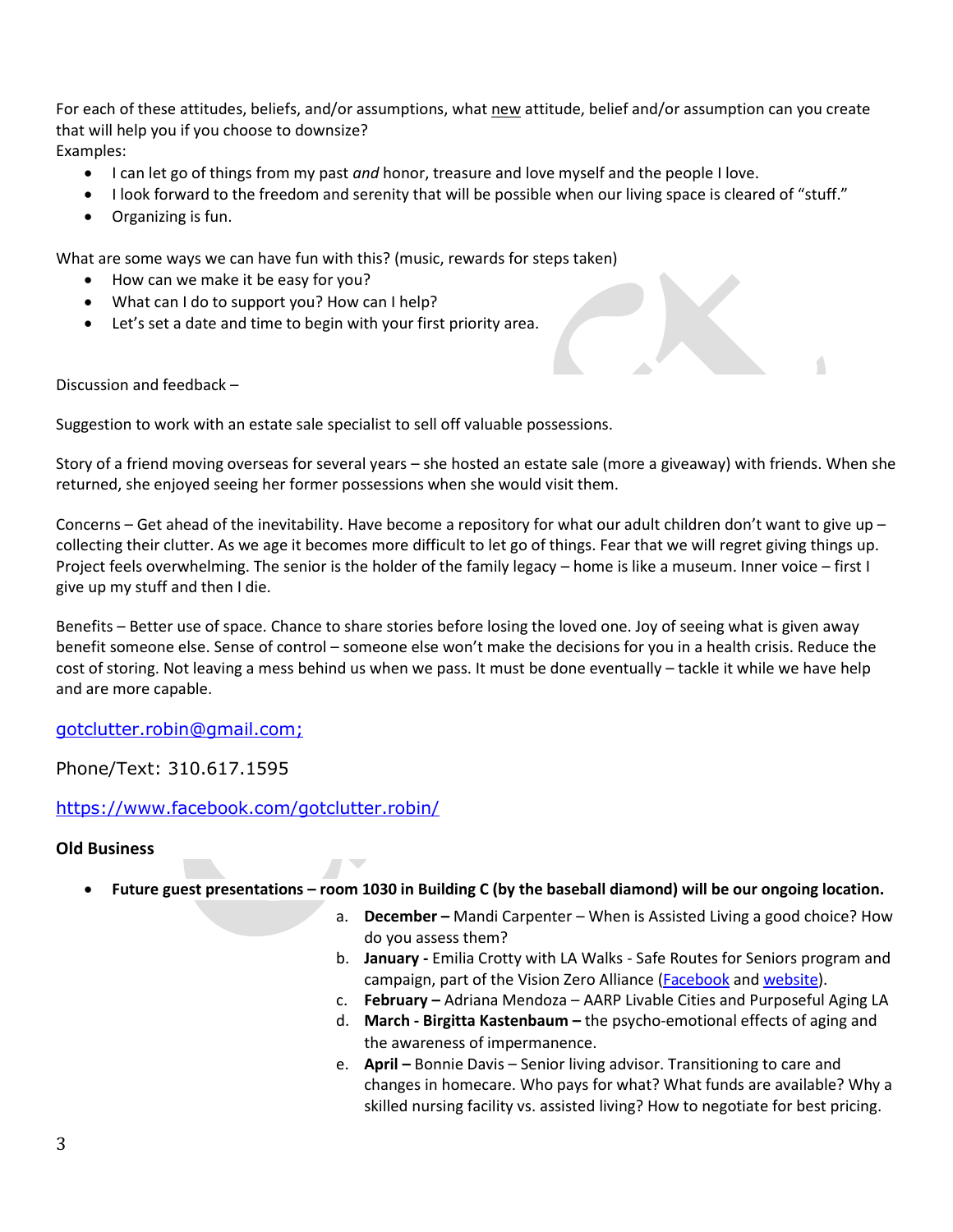For each of these attitudes, beliefs, and/or assumptions, what new attitude, belief and/or assumption can you create that will help you if you choose to downsize?

Examples:

- I can let go of things from my past *and* honor, treasure and love myself and the people I love.
- I look forward to the freedom and serenity that will be possible when our living space is cleared of "stuff."
- Organizing is fun.

What are some ways we can have fun with this? (music, rewards for steps taken)

- How can we make it be easy for you?
- What can I do to support you? How can I help?
- Let's set a date and time to begin with your first priority area.

Discussion and feedback –

Suggestion to work with an estate sale specialist to sell off valuable possessions.

Story of a friend moving overseas for several years – she hosted an estate sale (more a giveaway) with friends. When she returned, she enjoyed seeing her former possessions when she would visit them.

Concerns – Get ahead of the inevitability. Have become a repository for what our adult children don't want to give up – collecting their clutter. As we age it becomes more difficult to let go of things. Fear that we will regret giving things up. Project feels overwhelming. The senior is the holder of the family legacy – home is like a museum. Inner voice – first I give up my stuff and then I die.

Benefits – Better use of space. Chance to share stories before losing the loved one. Joy of seeing what is given away benefit someone else. Sense of control – someone else won't make the decisions for you in a health crisis. Reduce the cost of storing. Not leaving a mess behind us when we pass. It must be done eventually – tackle it while we have help and are more capable.

gotclutter.robin@gmail.com;

Phone/Text: 310.617.1595

https://www.facebook.com/gotclutter.robin/

**Old Business**

- **Future guest presentations – room 1030 in Building C (by the baseball diamond) will be our ongoing location.**
  a. **December –** Mandi Carpenter – When is Assisted Living a good choice? How do you assess them?
  b. **January -** Emilia Crotty with LA Walks - Safe Routes for Seniors program and campaign, part of the Vision Zero Alliance (Facebook and website).
  c. **February –** Adriana Mendoza – AARP Livable Cities and Purposeful Aging LA
  d. **March - Birgitta Kastenbaum –** the psycho-emotional effects of aging and the awareness of impermanence.
  e. **April –** Bonnie Davis – Senior living advisor. Transitioning to care and changes in homecare. Who pays for what? What funds are available? Why a skilled nursing facility vs. assisted living? How to negotiate for best pricing.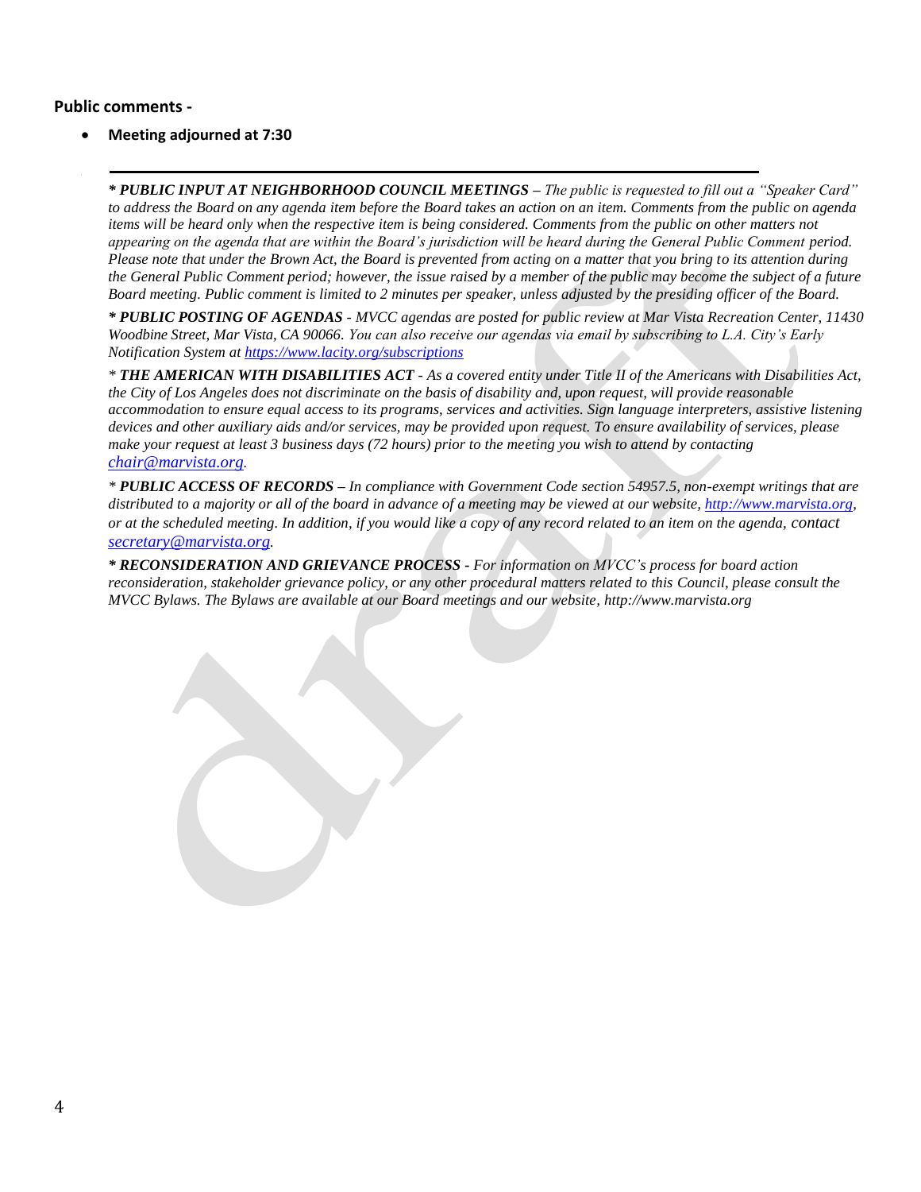**Public comments -**

- **Meeting adjourned at 7:30**

---

***\* PUBLIC INPUT AT NEIGHBORHOOD COUNCIL MEETINGS** – The public is requested to fill out a "Speaker Card" to address the Board on any agenda item before the Board takes an action on an item. Comments from the public on agenda items will be heard only when the respective item is being considered. Comments from the public on other matters not appearing on the agenda that are within the Board's jurisdiction will be heard during the General Public Comment period. Please note that under the Brown Act, the Board is prevented from acting on a matter that you bring to its attention during the General Public Comment period; however, the issue raised by a member of the public may become the subject of a future Board meeting. Public comment is limited to 2 minutes per speaker, unless adjusted by the presiding officer of the Board.*

***\* PUBLIC POSTING OF AGENDAS** - MVCC agendas are posted for public review at Mar Vista Recreation Center, 11430 Woodbine Street, Mar Vista, CA 90066. You can also receive our agendas via email by subscribing to L.A. City's Early Notification System at [https://www.lacity.org/subscriptions](https://www.lacity.org/subscriptions)*

*\* **THE AMERICAN WITH DISABILITIES ACT** - As a covered entity under Title II of the Americans with Disabilities Act, the City of Los Angeles does not discriminate on the basis of disability and, upon request, will provide reasonable accommodation to ensure equal access to its programs, services and activities. Sign language interpreters, assistive listening devices and other auxiliary aids and/or services, may be provided upon request. To ensure availability of services, please make your request at least 3 business days (72 hours) prior to the meeting you wish to attend by contacting [chair@marvista.org](mailto:chair@marvista.org).*

*\* **PUBLIC ACCESS OF RECORDS** – In compliance with Government Code section 54957.5, non-exempt writings that are distributed to a majority or all of the board in advance of a meeting may be viewed at our website, [http://www.marvista.org](http://www.marvista.org), or at the scheduled meeting. In addition, if you would like a copy of any record related to an item on the agenda, contact [secretary@marvista.org](mailto:secretary@marvista.org).*

***\* RECONSIDERATION AND GRIEVANCE PROCESS** - For information on MVCC's process for board action reconsideration, stakeholder grievance policy, or any other procedural matters related to this Council, please consult the MVCC Bylaws. The Bylaws are available at our Board meetings and our website, http://www.marvista.org*